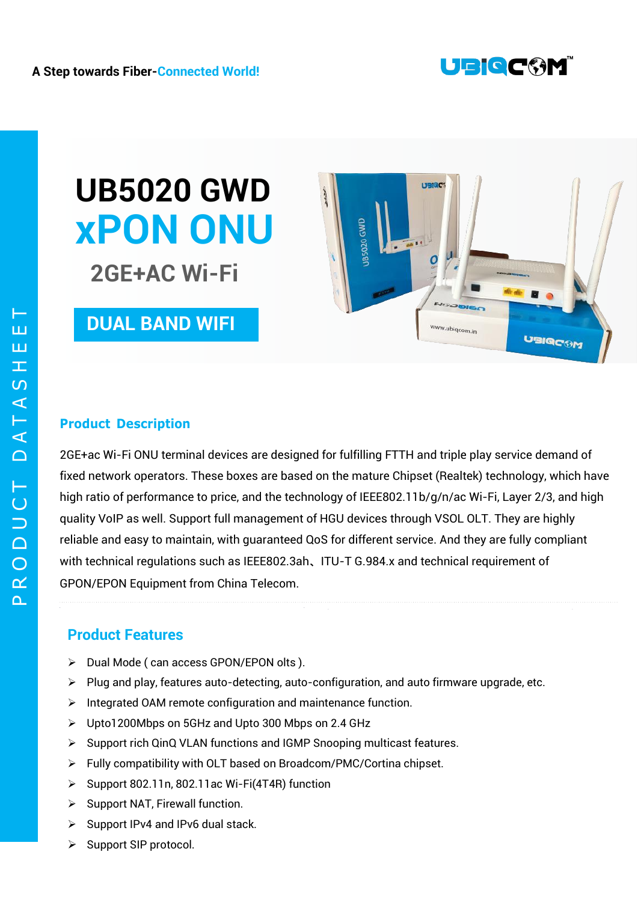A Step towards Fiber-Connected World!

PRODUCT DATASHEET

# UB5020 GWD

# xPON ONU

## 2GE+AC Wi-Fi

**DUAL BAND WIFI**

## Product Description

2GE+ac Wi-Fi ONU terminal devices are designed for fulfilling FTTH and triple play service demand of fixed network operators. These boxes are based on the mature Chipset (Realtek) technology, which have high ratio of performance to price, and the technology of IEEE802.11b/g/n/ac Wi-Fi, Layer 2/3, and high quality VoIP as well. Support full management of HGU devices through VSOL OLT. They are highly reliable and easy to maintain, with guaranteed QoS for different service. And they are fully compliant with technical regulations such as IEEE802.3ah、ITU-T G.984.x and technical requirement of GPON/EPON Equipment from China Telecom.

## Product Features

- Dual Mode ( can access GPON/EPON olts ).
- Plug and play, features auto-detecting, auto-configuration, and auto firmware upgrade, etc.
- Integrated OAM remote configuration and maintenance function.
- Upto1200Mbps on 5GHz and Upto 300 Mbps on 2.4 GHz
- Support rich QinQ VLAN functions and IGMP Snooping multicast features.
- Fully compatibility with OLT based on Broadcom/PMC/Cortina chipset.
- Support 802.11n, 802.11ac Wi-Fi(4T4R) function
- Support NAT, Firewall function.
- Support IPv4 and IPv6 dual stack.
- Support SIP protocol.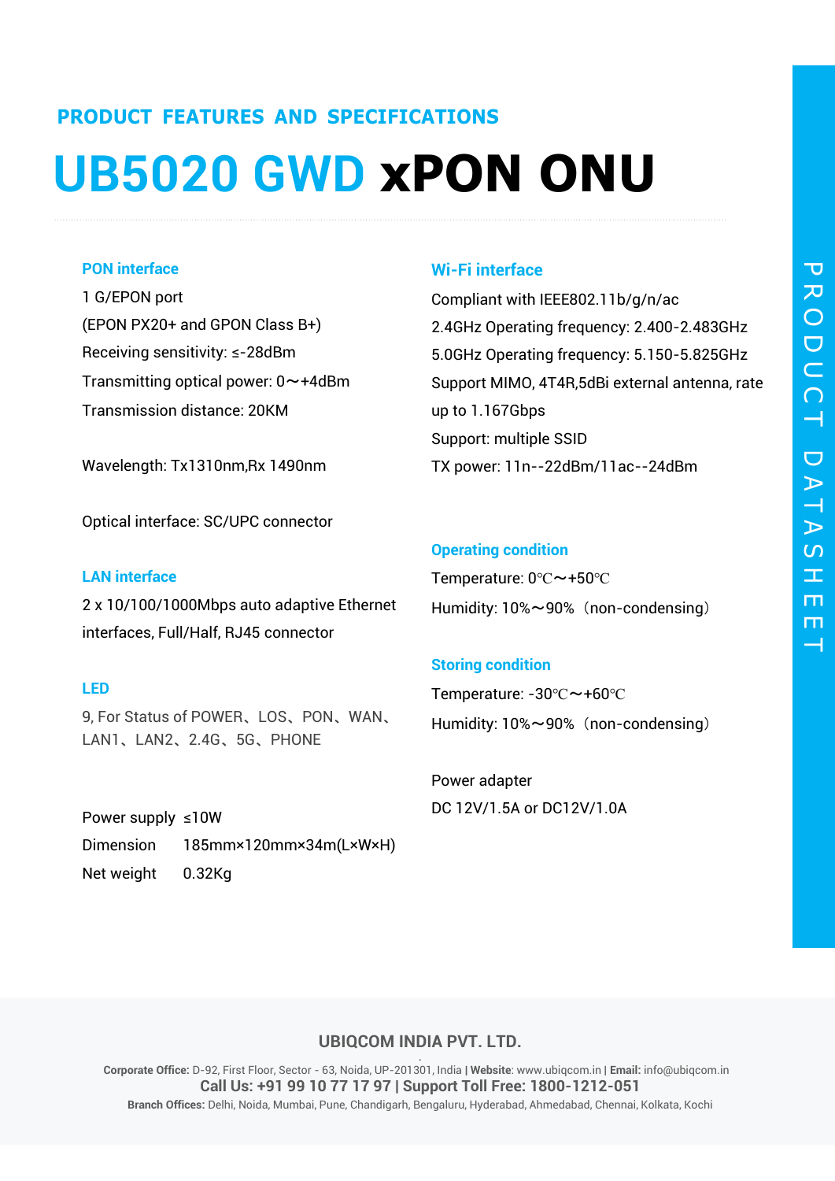## PRODUCT FEATURES AND SPECIFICATIONS

# UB5020 GWD xPON ONU

### PON interface

1 G/EPON port
(EPON PX20+ and GPON Class B+)
Receiving sensitivity: ≤-28dBm
Transmitting optical power: 0～+4dBm
Transmission distance: 20KM

Wavelength: Tx1310nm,Rx 1490nm

Optical interface: SC/UPC connector

### LAN interface

2 x 10/100/1000Mbps auto adaptive Ethernet interfaces, Full/Half, RJ45 connector

### LED

9, For Status of POWER、LOS、PON、WAN、LAN1、LAN2、2.4G、5G、PHONE

Power supply ≤10W
Dimension 185mm×120mm×34m(L×W×H)
Net weight 0.32Kg

### Wi-Fi interface

Compliant with IEEE802.11b/g/n/ac
2.4GHz Operating frequency: 2.400-2.483GHz
5.0GHz Operating frequency: 5.150-5.825GHz
Support MIMO, 4T4R,5dBi external antenna, rate up to 1.167Gbps
Support: multiple SSID
TX power: 11n--22dBm/11ac--24dBm

### Operating condition

Temperature: 0℃～+50℃
Humidity: 10%～90%（non-condensing）

### Storing condition

Temperature: -30℃～+60℃
Humidity: 10%～90%（non-condensing）

Power adapter
DC 12V/1.5A or DC12V/1.0A

PRODUCT DATASHEET

**UBIQCOM INDIA PVT. LTD.**

**Corporate Office:** D-92, First Floor, Sector - 63, Noida, UP-201301, India | **Website**: www.ubiqcom.in | **Email:** info@ubiqcom.in
**Call Us: +91 99 10 77 17 97 | Support Toll Free: 1800-1212-051**
**Branch Offices:** Delhi, Noida, Mumbai, Pune, Chandigarh, Bengaluru, Hyderabad, Ahmedabad, Chennai, Kolkata, Kochi